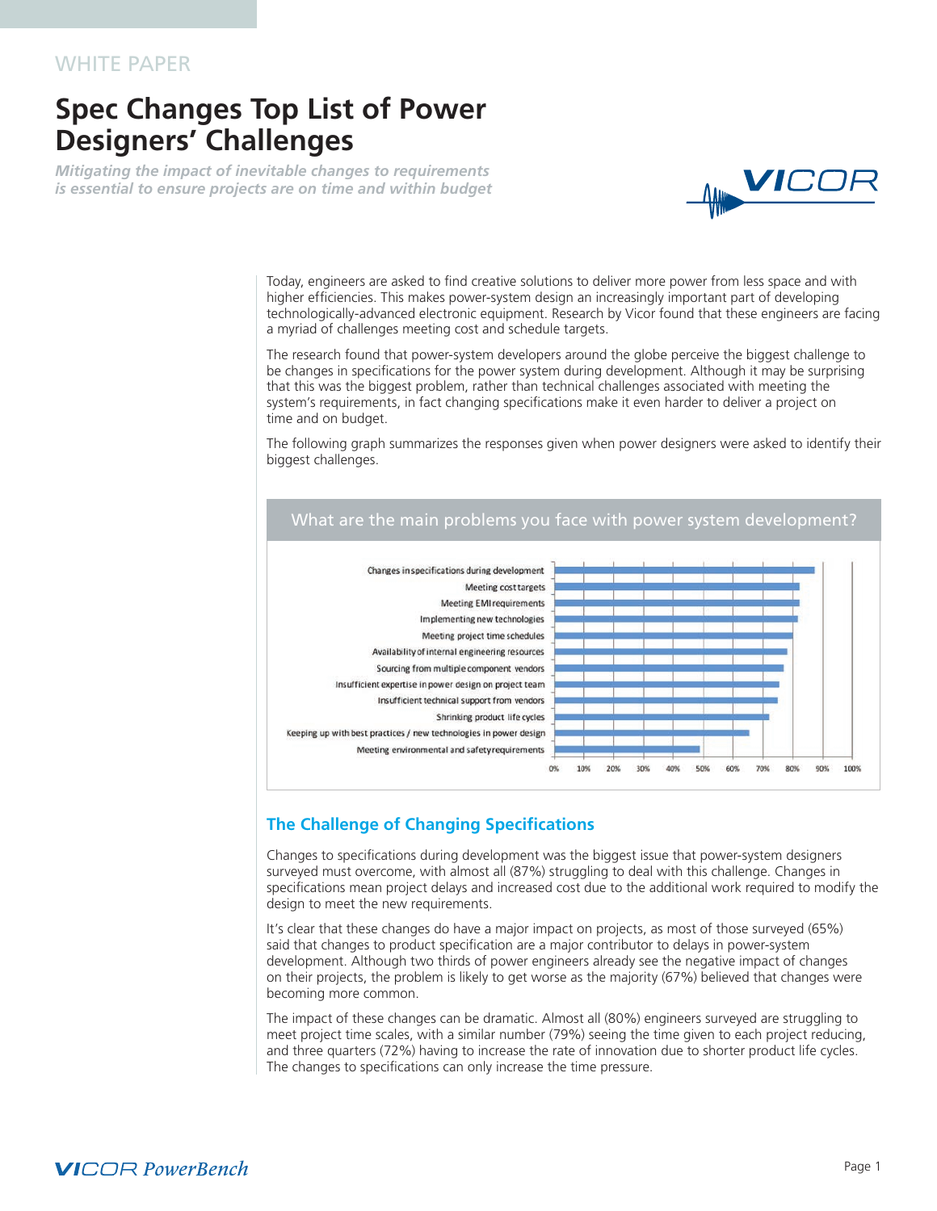WHITE PAPER

# Spec Changes Top List of Power Designers' Challenges

*Mitigating the impact of inevitable changes to requirements is essential to ensure projects are on time and within budget*

Today, engineers are asked to find creative solutions to deliver more power from less space and with higher efficiencies. This makes power-system design an increasingly important part of developing technologically-advanced electronic equipment. Research by Vicor found that these engineers are facing a myriad of challenges meeting cost and schedule targets.

The research found that power-system developers around the globe perceive the biggest challenge to be changes in specifications for the power system during development. Although it may be surprising that this was the biggest problem, rather than technical challenges associated with meeting the system's requirements, in fact changing specifications make it even harder to deliver a project on time and on budget.

The following graph summarizes the responses given when power designers were asked to identify their biggest challenges.

What are the main problems you face with power system development?

- Changes in specifications during development
- Meeting cost targets
- Meeting EMI requirements
- Implementing new technologies
- Meeting project time schedules
- Availability of internal engineering resources
- Sourcing from multiple component vendors
- Insufficient expertise in power design on project team
- Insufficient technical support from vendors
- Shrinking product life cycles
- Keeping up with best practices / new technologies in power design
- Meeting environmental and safety requirements

## The Challenge of Changing Specifications

Changes to specifications during development was the biggest issue that power-system designers surveyed must overcome, with almost all (87%) struggling to deal with this challenge. Changes in specifications mean project delays and increased cost due to the additional work required to modify the design to meet the new requirements.

It's clear that these changes do have a major impact on projects, as most of those surveyed (65%) said that changes to product specification are a major contributor to delays in power-system development. Although two thirds of power engineers already see the negative impact of changes on their projects, the problem is likely to get worse as the majority (67%) believed that changes were becoming more common.

The impact of these changes can be dramatic. Almost all (80%) engineers surveyed are struggling to meet project time scales, with a similar number (79%) seeing the time given to each project reducing, and three quarters (72%) having to increase the rate of innovation due to shorter product life cycles. The changes to specifications can only increase the time pressure.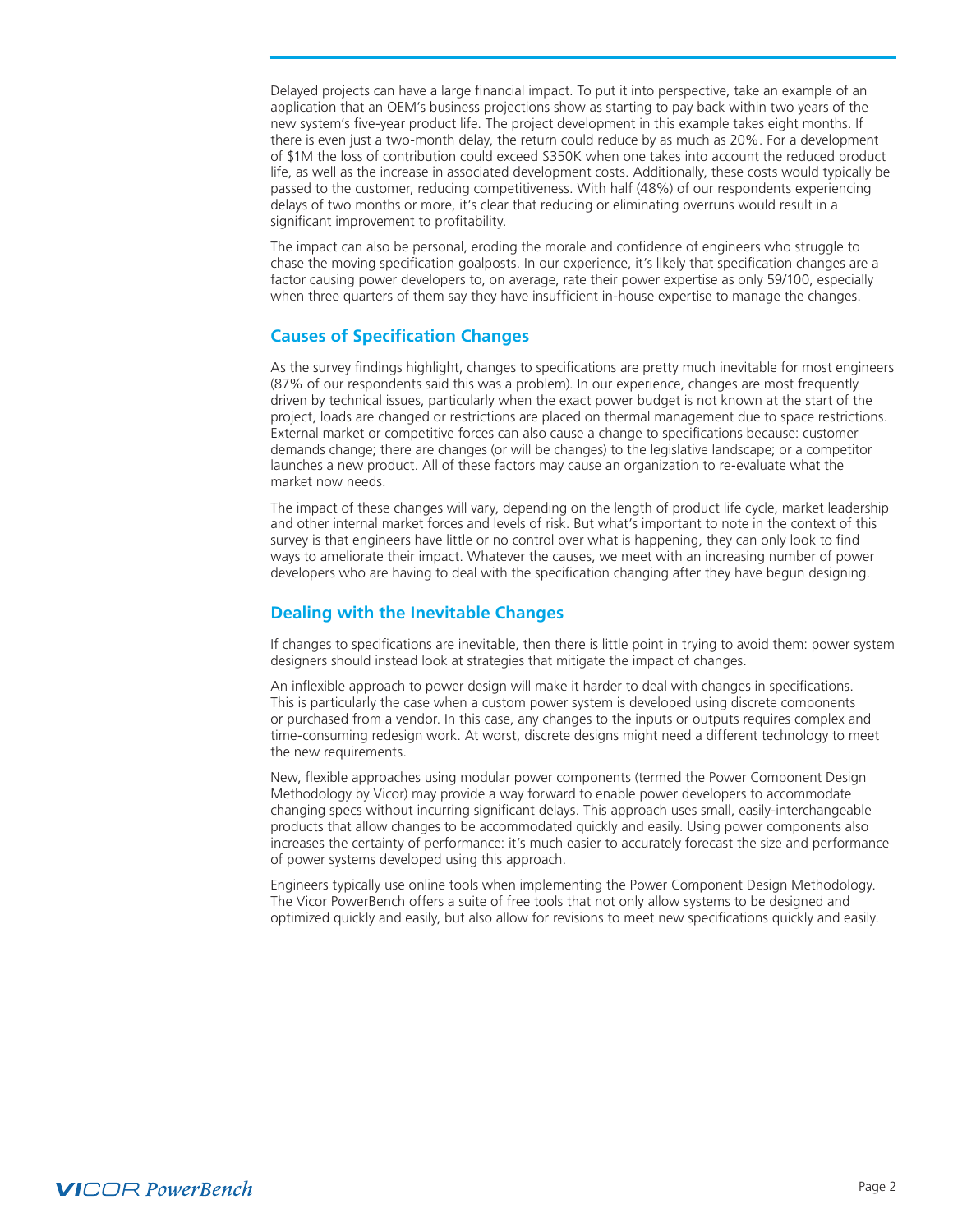Delayed projects can have a large financial impact. To put it into perspective, take an example of an application that an OEM's business projections show as starting to pay back within two years of the new system's five-year product life. The project development in this example takes eight months. If there is even just a two-month delay, the return could reduce by as much as 20%. For a development of $1M the loss of contribution could exceed $350K when one takes into account the reduced product life, as well as the increase in associated development costs. Additionally, these costs would typically be passed to the customer, reducing competitiveness. With half (48%) of our respondents experiencing delays of two months or more, it's clear that reducing or eliminating overruns would result in a significant improvement to profitability.

The impact can also be personal, eroding the morale and confidence of engineers who struggle to chase the moving specification goalposts. In our experience, it's likely that specification changes are a factor causing power developers to, on average, rate their power expertise as only 59/100, especially when three quarters of them say they have insufficient in-house expertise to manage the changes.

## Causes of Specification Changes

As the survey findings highlight, changes to specifications are pretty much inevitable for most engineers (87% of our respondents said this was a problem). In our experience, changes are most frequently driven by technical issues, particularly when the exact power budget is not known at the start of the project, loads are changed or restrictions are placed on thermal management due to space restrictions. External market or competitive forces can also cause a change to specifications because: customer demands change; there are changes (or will be changes) to the legislative landscape; or a competitor launches a new product. All of these factors may cause an organization to re-evaluate what the market now needs.

The impact of these changes will vary, depending on the length of product life cycle, market leadership and other internal market forces and levels of risk. But what's important to note in the context of this survey is that engineers have little or no control over what is happening, they can only look to find ways to ameliorate their impact. Whatever the causes, we meet with an increasing number of power developers who are having to deal with the specification changing after they have begun designing.

## Dealing with the Inevitable Changes

If changes to specifications are inevitable, then there is little point in trying to avoid them: power system designers should instead look at strategies that mitigate the impact of changes.

An inflexible approach to power design will make it harder to deal with changes in specifications. This is particularly the case when a custom power system is developed using discrete components or purchased from a vendor. In this case, any changes to the inputs or outputs requires complex and time-consuming redesign work. At worst, discrete designs might need a different technology to meet the new requirements.

New, flexible approaches using modular power components (termed the Power Component Design Methodology by Vicor) may provide a way forward to enable power developers to accommodate changing specs without incurring significant delays. This approach uses small, easily-interchangeable products that allow changes to be accommodated quickly and easily. Using power components also increases the certainty of performance: it's much easier to accurately forecast the size and performance of power systems developed using this approach.

Engineers typically use online tools when implementing the Power Component Design Methodology. The Vicor PowerBench offers a suite of free tools that not only allow systems to be designed and optimized quickly and easily, but also allow for revisions to meet new specifications quickly and easily.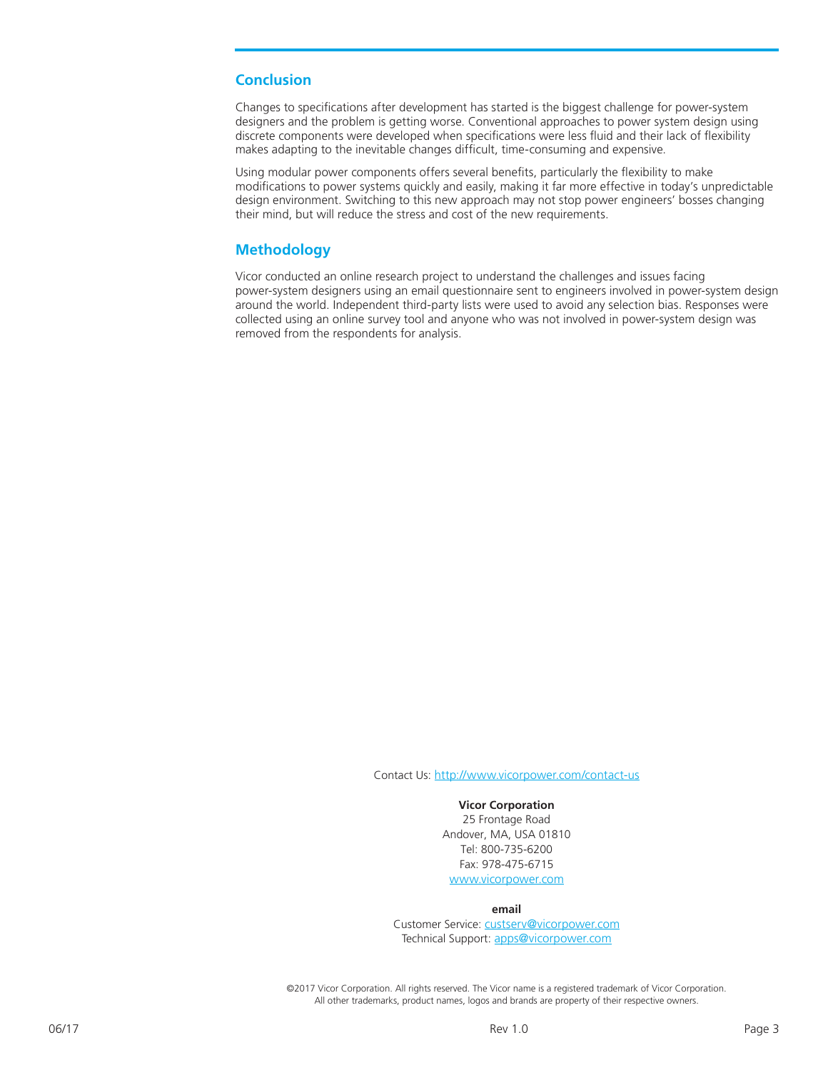## Conclusion

Changes to specifications after development has started is the biggest challenge for power-system designers and the problem is getting worse. Conventional approaches to power system design using discrete components were developed when specifications were less fluid and their lack of flexibility makes adapting to the inevitable changes difficult, time-consuming and expensive.

Using modular power components offers several benefits, particularly the flexibility to make modifications to power systems quickly and easily, making it far more effective in today's unpredictable design environment. Switching to this new approach may not stop power engineers' bosses changing their mind, but will reduce the stress and cost of the new requirements.

## Methodology

Vicor conducted an online research project to understand the challenges and issues facing power-system designers using an email questionnaire sent to engineers involved in power-system design around the world. Independent third-party lists were used to avoid any selection bias. Responses were collected using an online survey tool and anyone who was not involved in power-system design was removed from the respondents for analysis.

Contact Us: http://www.vicorpower.com/contact-us

**Vicor Corporation**
25 Frontage Road
Andover, MA, USA 01810
Tel: 800-735-6200
Fax: 978-475-6715
www.vicorpower.com

**email**
Customer Service: custserv@vicorpower.com
Technical Support: apps@vicorpower.com

©2017 Vicor Corporation. All rights reserved. The Vicor name is a registered trademark of Vicor Corporation. All other trademarks, product names, logos and brands are property of their respective owners.

06/17 Rev 1.0